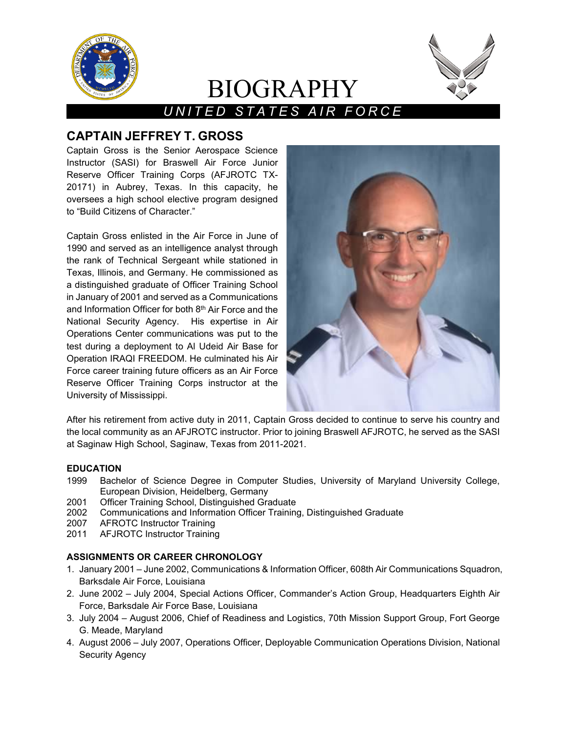# BIOGRAPHY

*UNITED STATES AIR FORCE*

## CAPTAIN JEFFREY T. GROSS

Captain Gross is the Senior Aerospace Science Instructor (SASI) for Braswell Air Force Junior Reserve Officer Training Corps (AFJROTC TX-20171) in Aubrey, Texas. In this capacity, he oversees a high school elective program designed to "Build Citizens of Character."

Captain Gross enlisted in the Air Force in June of 1990 and served as an intelligence analyst through the rank of Technical Sergeant while stationed in Texas, Illinois, and Germany. He commissioned as a distinguished graduate of Officer Training School in January of 2001 and served as a Communications and Information Officer for both 8th Air Force and the National Security Agency. His expertise in Air Operations Center communications was put to the test during a deployment to Al Udeid Air Base for Operation IRAQI FREEDOM. He culminated his Air Force career training future officers as an Air Force Reserve Officer Training Corps instructor at the University of Mississippi.

After his retirement from active duty in 2011, Captain Gross decided to continue to serve his country and the local community as an AFJROTC instructor. Prior to joining Braswell AFJROTC, he served as the SASI at Saginaw High School, Saginaw, Texas from 2011-2021.

### EDUCATION

- 1999 Bachelor of Science Degree in Computer Studies, University of Maryland University College, European Division, Heidelberg, Germany
- 2001 Officer Training School, Distinguished Graduate
- 2002 Communications and Information Officer Training, Distinguished Graduate
- 2007 AFROTC Instructor Training
- 2011 AFJROTC Instructor Training

### ASSIGNMENTS OR CAREER CHRONOLOGY

1. January 2001 – June 2002, Communications & Information Officer, 608th Air Communications Squadron, Barksdale Air Force, Louisiana
2. June 2002 – July 2004, Special Actions Officer, Commander's Action Group, Headquarters Eighth Air Force, Barksdale Air Force Base, Louisiana
3. July 2004 – August 2006, Chief of Readiness and Logistics, 70th Mission Support Group, Fort George G. Meade, Maryland
4. August 2006 – July 2007, Operations Officer, Deployable Communication Operations Division, National Security Agency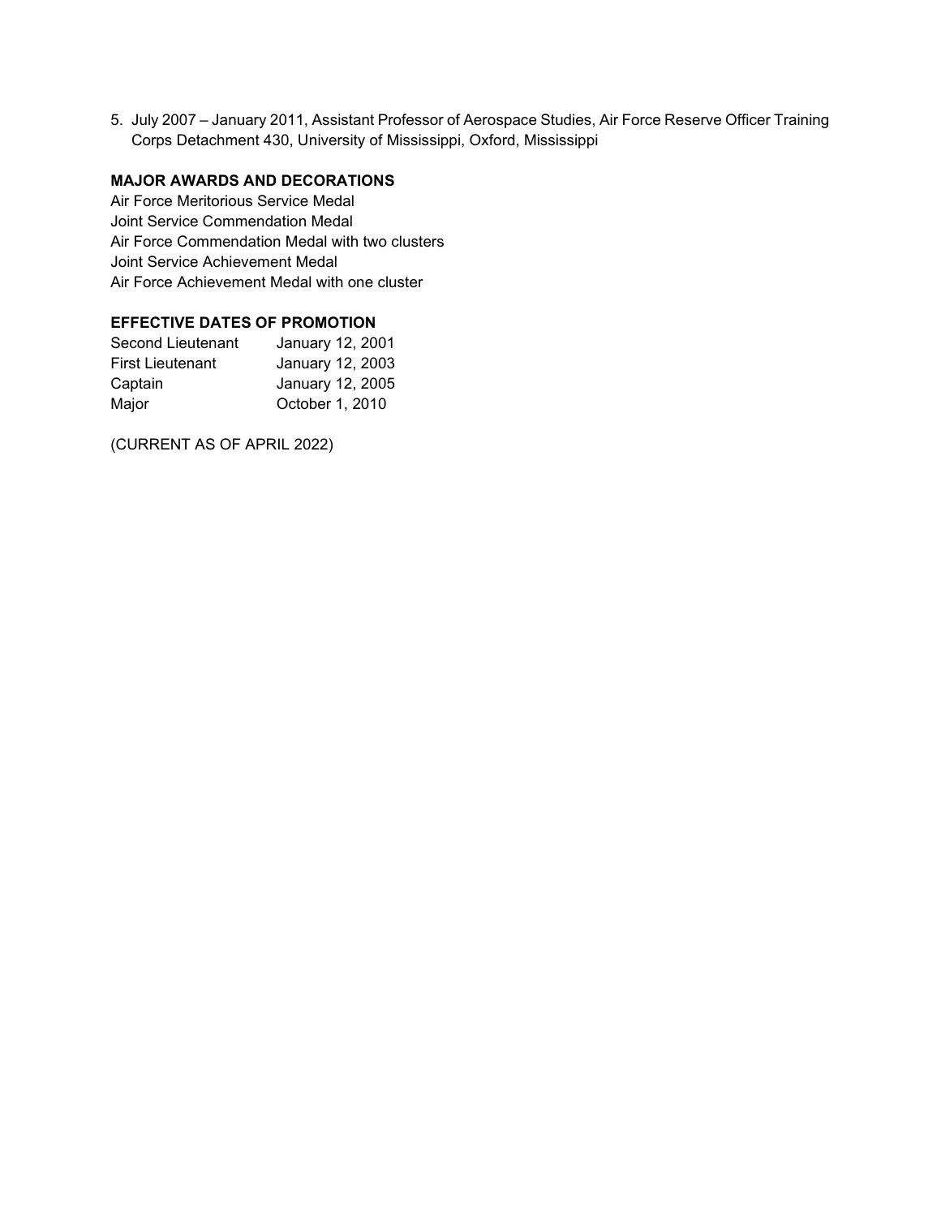5. July 2007 – January 2011, Assistant Professor of Aerospace Studies, Air Force Reserve Officer Training Corps Detachment 430, University of Mississippi, Oxford, Mississippi

**MAJOR AWARDS AND DECORATIONS**

Air Force Meritorious Service Medal
Joint Service Commendation Medal
Air Force Commendation Medal with two clusters
Joint Service Achievement Medal
Air Force Achievement Medal with one cluster

**EFFECTIVE DATES OF PROMOTION**

| | |
|---|---|
| Second Lieutenant | January 12, 2001 |
| First Lieutenant | January 12, 2003 |
| Captain | January 12, 2005 |
| Major | October 1, 2010 |

(CURRENT AS OF APRIL 2022)